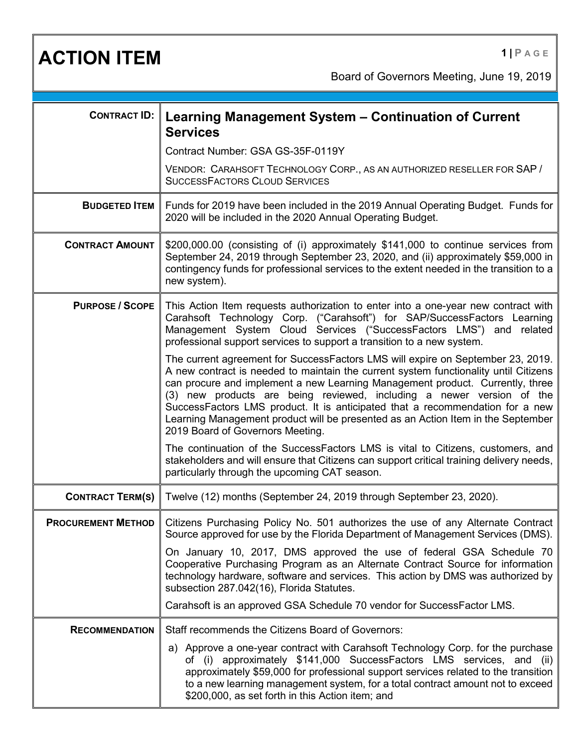# ACTION ITEM

Board of Governors Meeting, June 19, 2019

| | |
|---|---|
| **CONTRACT ID:** | **Learning Management System – Continuation of Current Services**<br><br>Contract Number: GSA GS-35F-0119Y<br><br>VENDOR: CARAHSOFT TECHNOLOGY CORP., AS AN AUTHORIZED RESELLER FOR SAP / SUCCESSFACTORS CLOUD SERVICES |
| **BUDGETED ITEM** | Funds for 2019 have been included in the 2019 Annual Operating Budget. Funds for 2020 will be included in the 2020 Annual Operating Budget. |
| **CONTRACT AMOUNT** | $200,000.00 (consisting of (i) approximately $141,000 to continue services from September 24, 2019 through September 23, 2020, and (ii) approximately $59,000 in contingency funds for professional services to the extent needed in the transition to a new system). |
| **PURPOSE / SCOPE** | This Action Item requests authorization to enter into a one-year new contract with Carahsoft Technology Corp. ("Carahsoft") for SAP/SuccessFactors Learning Management System Cloud Services ("SuccessFactors LMS") and related professional support services to support a transition to a new system.<br><br>The current agreement for SuccessFactors LMS will expire on September 23, 2019. A new contract is needed to maintain the current system functionality until Citizens can procure and implement a new Learning Management product. Currently, three (3) new products are being reviewed, including a newer version of the SuccessFactors LMS product. It is anticipated that a recommendation for a new Learning Management product will be presented as an Action Item in the September 2019 Board of Governors Meeting.<br><br>The continuation of the SuccessFactors LMS is vital to Citizens, customers, and stakeholders and will ensure that Citizens can support critical training delivery needs, particularly through the upcoming CAT season. |
| **CONTRACT TERM(S)** | Twelve (12) months (September 24, 2019 through September 23, 2020). |
| **PROCUREMENT METHOD** | Citizens Purchasing Policy No. 501 authorizes the use of any Alternate Contract Source approved for use by the Florida Department of Management Services (DMS).<br><br>On January 10, 2017, DMS approved the use of federal GSA Schedule 70 Cooperative Purchasing Program as an Alternate Contract Source for information technology hardware, software and services. This action by DMS was authorized by subsection 287.042(16), Florida Statutes.<br><br>Carahsoft is an approved GSA Schedule 70 vendor for SuccessFactor LMS. |
| **RECOMMENDATION** | Staff recommends the Citizens Board of Governors:<br><br>a) Approve a one-year contract with Carahsoft Technology Corp. for the purchase of (i) approximately $141,000 SuccessFactors LMS services, and (ii) approximately $59,000 for professional support services related to the transition to a new learning management system, for a total contract amount not to exceed $200,000, as set forth in this Action item; and |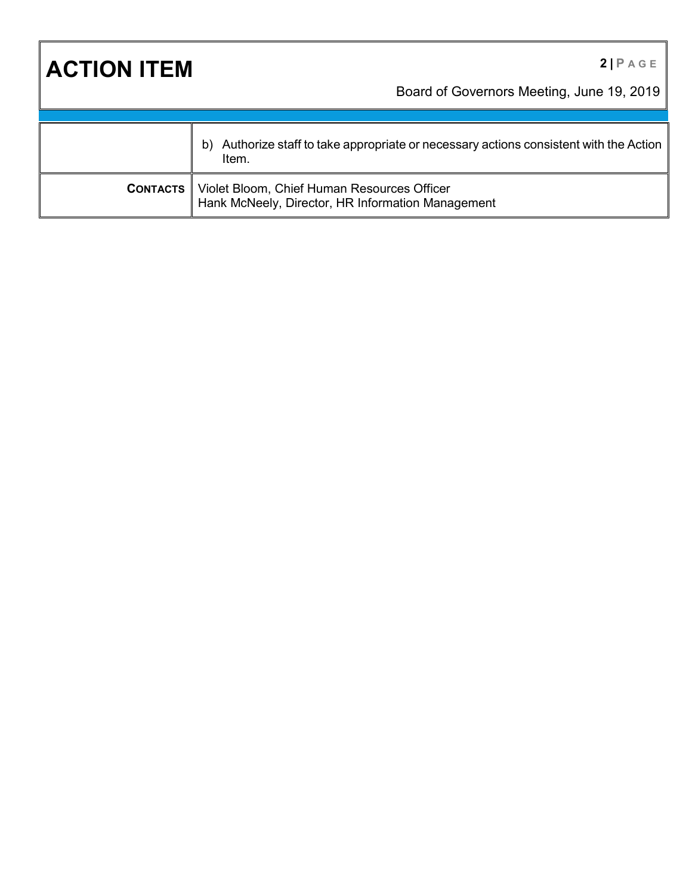| | |
|---|---|
| | b) Authorize staff to take appropriate or necessary actions consistent with the Action Item. |
| **CONTACTS** | Violet Bloom, Chief Human Resources Officer<br>Hank McNeely, Director, HR Information Management |